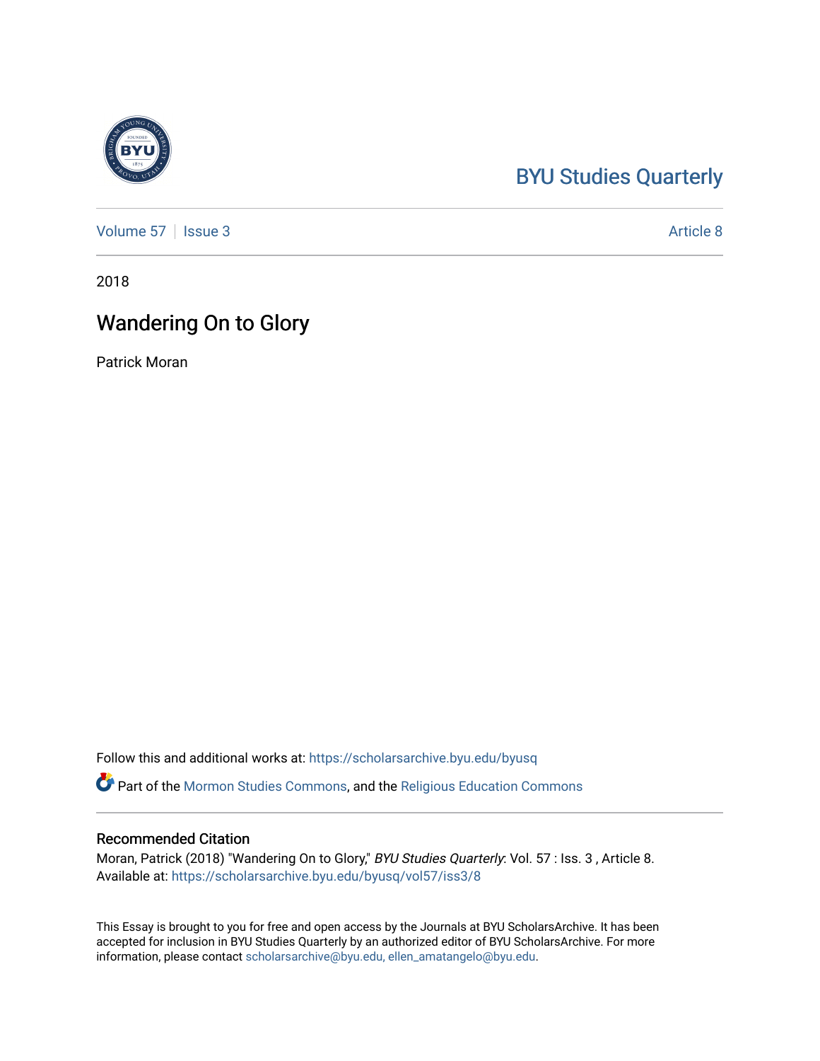BYU Studies Quarterly

Volume 57 | Issue 3 Article 8

2018

# Wandering On to Glory

Patrick Moran

Follow this and additional works at: https://scholarsarchive.byu.edu/byusq

Part of the Mormon Studies Commons, and the Religious Education Commons

## Recommended Citation

Moran, Patrick (2018) "Wandering On to Glory," *BYU Studies Quarterly*: Vol. 57 : Iss. 3 , Article 8.
Available at: https://scholarsarchive.byu.edu/byusq/vol57/iss3/8

This Essay is brought to you for free and open access by the Journals at BYU ScholarsArchive. It has been accepted for inclusion in BYU Studies Quarterly by an authorized editor of BYU ScholarsArchive. For more information, please contact scholarsarchive@byu.edu, ellen_amatangelo@byu.edu.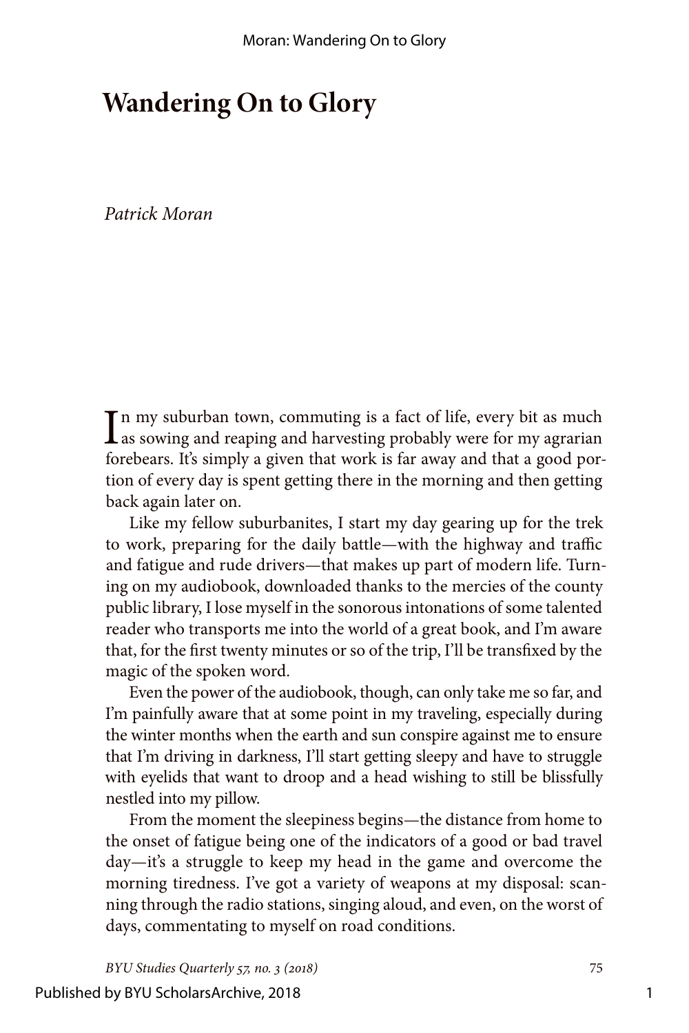# Wandering On to Glory

*Patrick Moran*

In my suburban town, commuting is a fact of life, every bit as much as sowing and reaping and harvesting probably were for my agrarian forebears. It's simply a given that work is far away and that a good portion of every day is spent getting there in the morning and then getting back again later on.

Like my fellow suburbanites, I start my day gearing up for the trek to work, preparing for the daily battle—with the highway and traffic and fatigue and rude drivers—that makes up part of modern life. Turning on my audiobook, downloaded thanks to the mercies of the county public library, I lose myself in the sonorous intonations of some talented reader who transports me into the world of a great book, and I'm aware that, for the first twenty minutes or so of the trip, I'll be transfixed by the magic of the spoken word.

Even the power of the audiobook, though, can only take me so far, and I'm painfully aware that at some point in my traveling, especially during the winter months when the earth and sun conspire against me to ensure that I'm driving in darkness, I'll start getting sleepy and have to struggle with eyelids that want to droop and a head wishing to still be blissfully nestled into my pillow.

From the moment the sleepiness begins—the distance from home to the onset of fatigue being one of the indicators of a good or bad travel day—it's a struggle to keep my head in the game and overcome the morning tiredness. I've got a variety of weapons at my disposal: scanning through the radio stations, singing aloud, and even, on the worst of days, commentating to myself on road conditions.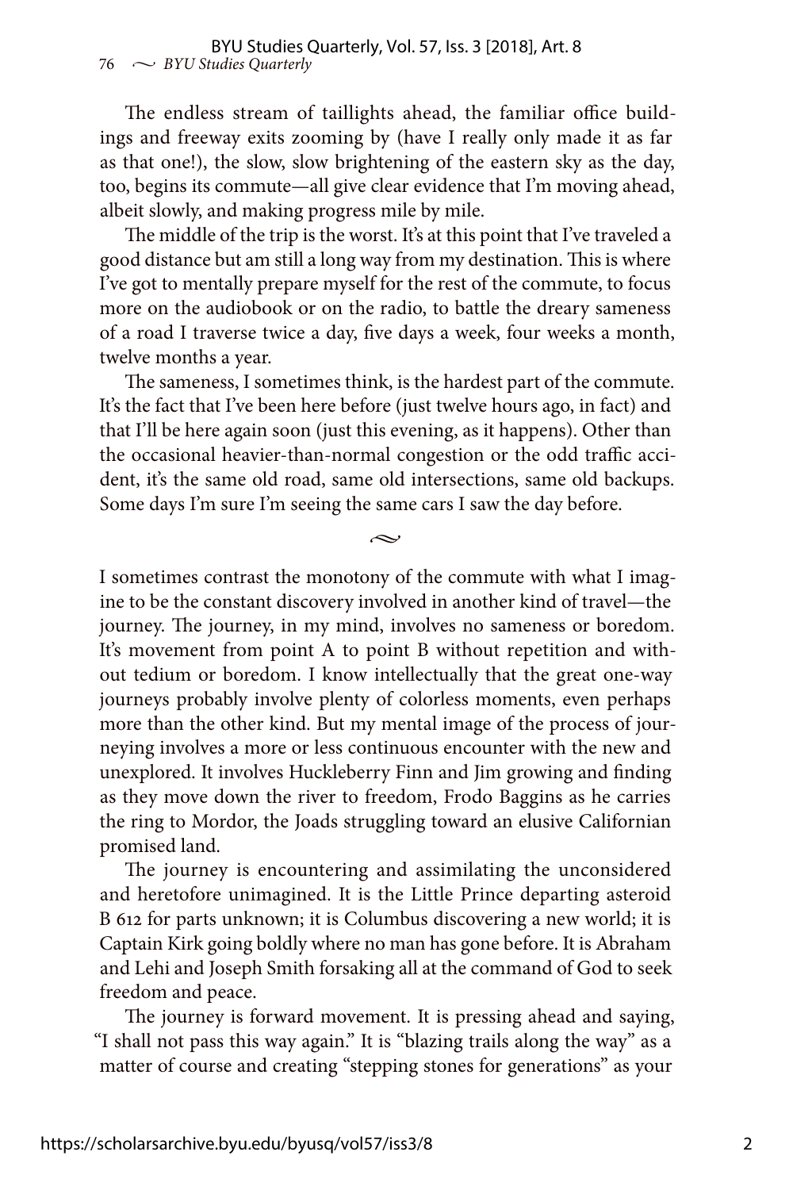The endless stream of taillights ahead, the familiar office buildings and freeway exits zooming by (have I really only made it as far as that one!), the slow, slow brightening of the eastern sky as the day, too, begins its commute—all give clear evidence that I'm moving ahead, albeit slowly, and making progress mile by mile.

The middle of the trip is the worst. It's at this point that I've traveled a good distance but am still a long way from my destination. This is where I've got to mentally prepare myself for the rest of the commute, to focus more on the audiobook or on the radio, to battle the dreary sameness of a road I traverse twice a day, five days a week, four weeks a month, twelve months a year.

The sameness, I sometimes think, is the hardest part of the commute. It's the fact that I've been here before (just twelve hours ago, in fact) and that I'll be here again soon (just this evening, as it happens). Other than the occasional heavier-than-normal congestion or the odd traffic accident, it's the same old road, same old intersections, same old backups. Some days I'm sure I'm seeing the same cars I saw the day before.

~

I sometimes contrast the monotony of the commute with what I imagine to be the constant discovery involved in another kind of travel—the journey. The journey, in my mind, involves no sameness or boredom. It's movement from point A to point B without repetition and without tedium or boredom. I know intellectually that the great one-way journeys probably involve plenty of colorless moments, even perhaps more than the other kind. But my mental image of the process of journeying involves a more or less continuous encounter with the new and unexplored. It involves Huckleberry Finn and Jim growing and finding as they move down the river to freedom, Frodo Baggins as he carries the ring to Mordor, the Joads struggling toward an elusive Californian promised land.

The journey is encountering and assimilating the unconsidered and heretofore unimagined. It is the Little Prince departing asteroid B 612 for parts unknown; it is Columbus discovering a new world; it is Captain Kirk going boldly where no man has gone before. It is Abraham and Lehi and Joseph Smith forsaking all at the command of God to seek freedom and peace.

The journey is forward movement. It is pressing ahead and saying, "I shall not pass this way again." It is "blazing trails along the way" as a matter of course and creating "stepping stones for generations" as your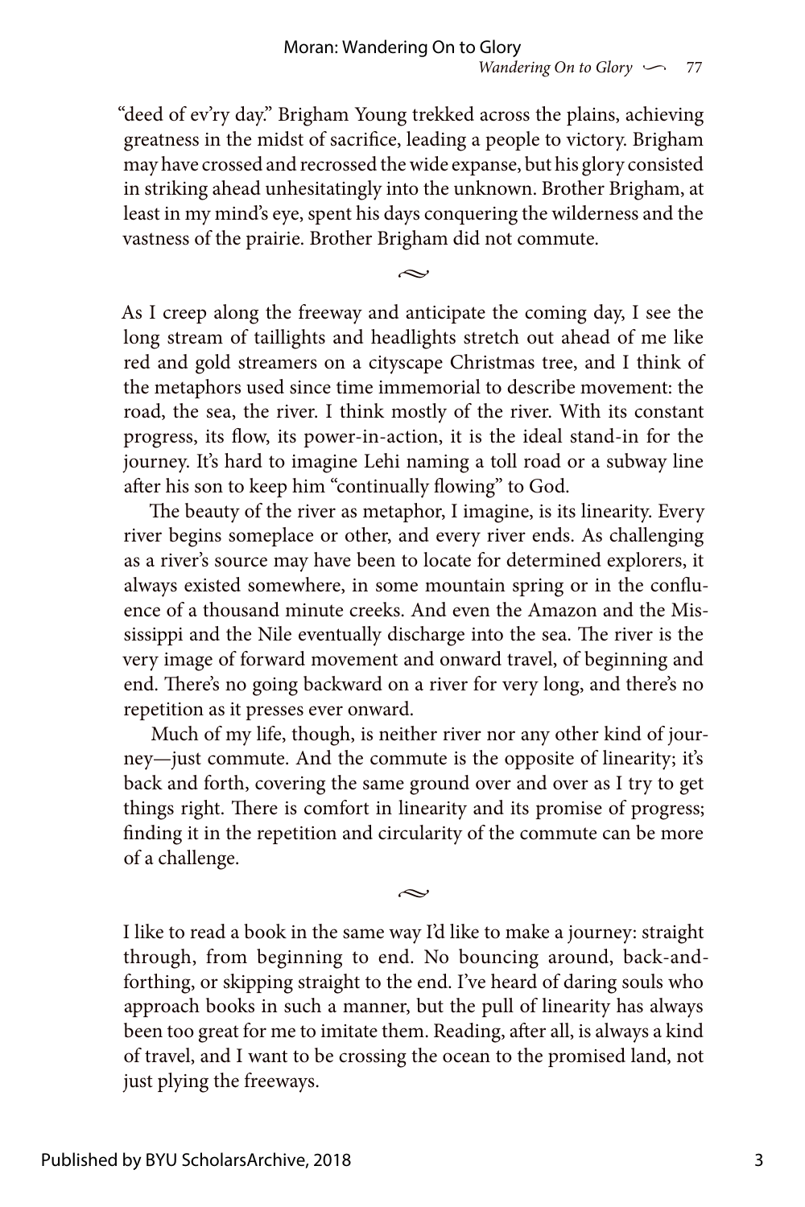"deed of ev'ry day." Brigham Young trekked across the plains, achieving greatness in the midst of sacrifice, leading a people to victory. Brigham may have crossed and recrossed the wide expanse, but his glory consisted in striking ahead unhesitatingly into the unknown. Brother Brigham, at least in my mind's eye, spent his days conquering the wilderness and the vastness of the prairie. Brother Brigham did not commute.

~

As I creep along the freeway and anticipate the coming day, I see the long stream of taillights and headlights stretch out ahead of me like red and gold streamers on a cityscape Christmas tree, and I think of the metaphors used since time immemorial to describe movement: the road, the sea, the river. I think mostly of the river. With its constant progress, its flow, its power-in-action, it is the ideal stand-in for the journey. It's hard to imagine Lehi naming a toll road or a subway line after his son to keep him "continually flowing" to God.

The beauty of the river as metaphor, I imagine, is its linearity. Every river begins someplace or other, and every river ends. As challenging as a river's source may have been to locate for determined explorers, it always existed somewhere, in some mountain spring or in the confluence of a thousand minute creeks. And even the Amazon and the Mississippi and the Nile eventually discharge into the sea. The river is the very image of forward movement and onward travel, of beginning and end. There's no going backward on a river for very long, and there's no repetition as it presses ever onward.

Much of my life, though, is neither river nor any other kind of journey—just commute. And the commute is the opposite of linearity; it's back and forth, covering the same ground over and over as I try to get things right. There is comfort in linearity and its promise of progress; finding it in the repetition and circularity of the commute can be more of a challenge.

~

I like to read a book in the same way I'd like to make a journey: straight through, from beginning to end. No bouncing around, back-and-forthing, or skipping straight to the end. I've heard of daring souls who approach books in such a manner, but the pull of linearity has always been too great for me to imitate them. Reading, after all, is always a kind of travel, and I want to be crossing the ocean to the promised land, not just plying the freeways.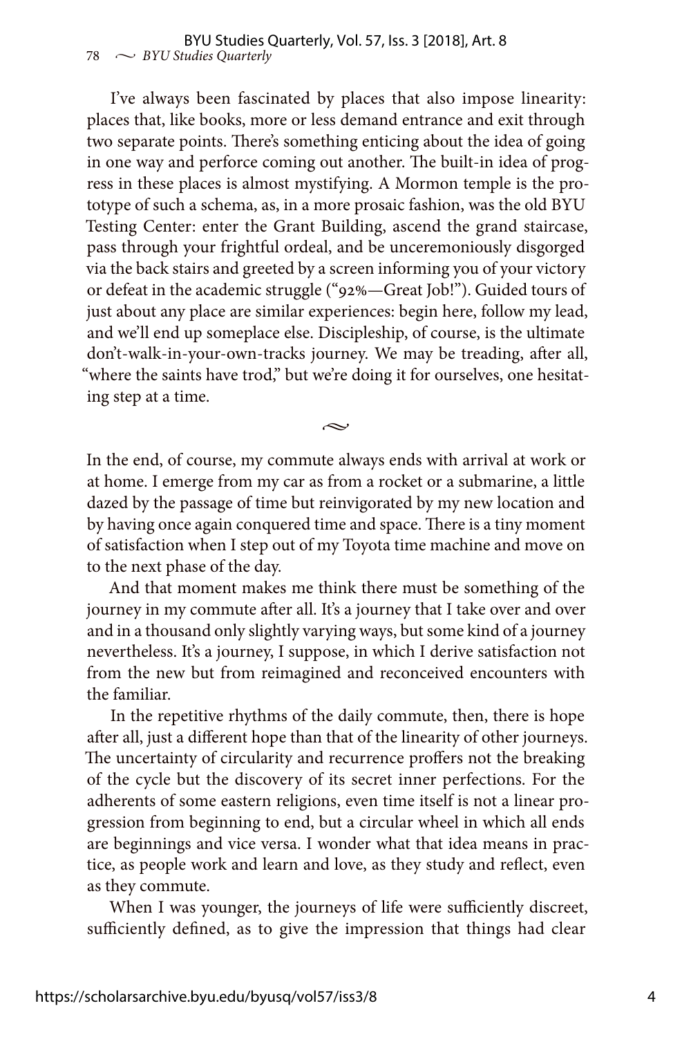I've always been fascinated by places that also impose linearity: places that, like books, more or less demand entrance and exit through two separate points. There's something enticing about the idea of going in one way and perforce coming out another. The built-in idea of progress in these places is almost mystifying. A Mormon temple is the prototype of such a schema, as, in a more prosaic fashion, was the old BYU Testing Center: enter the Grant Building, ascend the grand staircase, pass through your frightful ordeal, and be unceremoniously disgorged via the back stairs and greeted by a screen informing you of your victory or defeat in the academic struggle ("92%—Great Job!"). Guided tours of just about any place are similar experiences: begin here, follow my lead, and we'll end up someplace else. Discipleship, of course, is the ultimate don't-walk-in-your-own-tracks journey. We may be treading, after all, "where the saints have trod," but we're doing it for ourselves, one hesitating step at a time.

~

In the end, of course, my commute always ends with arrival at work or at home. I emerge from my car as from a rocket or a submarine, a little dazed by the passage of time but reinvigorated by my new location and by having once again conquered time and space. There is a tiny moment of satisfaction when I step out of my Toyota time machine and move on to the next phase of the day.

And that moment makes me think there must be something of the journey in my commute after all. It's a journey that I take over and over and in a thousand only slightly varying ways, but some kind of a journey nevertheless. It's a journey, I suppose, in which I derive satisfaction not from the new but from reimagined and reconceived encounters with the familiar.

In the repetitive rhythms of the daily commute, then, there is hope after all, just a different hope than that of the linearity of other journeys. The uncertainty of circularity and recurrence proffers not the breaking of the cycle but the discovery of its secret inner perfections. For the adherents of some eastern religions, even time itself is not a linear progression from beginning to end, but a circular wheel in which all ends are beginnings and vice versa. I wonder what that idea means in practice, as people work and learn and love, as they study and reflect, even as they commute.

When I was younger, the journeys of life were sufficiently discreet, sufficiently defined, as to give the impression that things had clear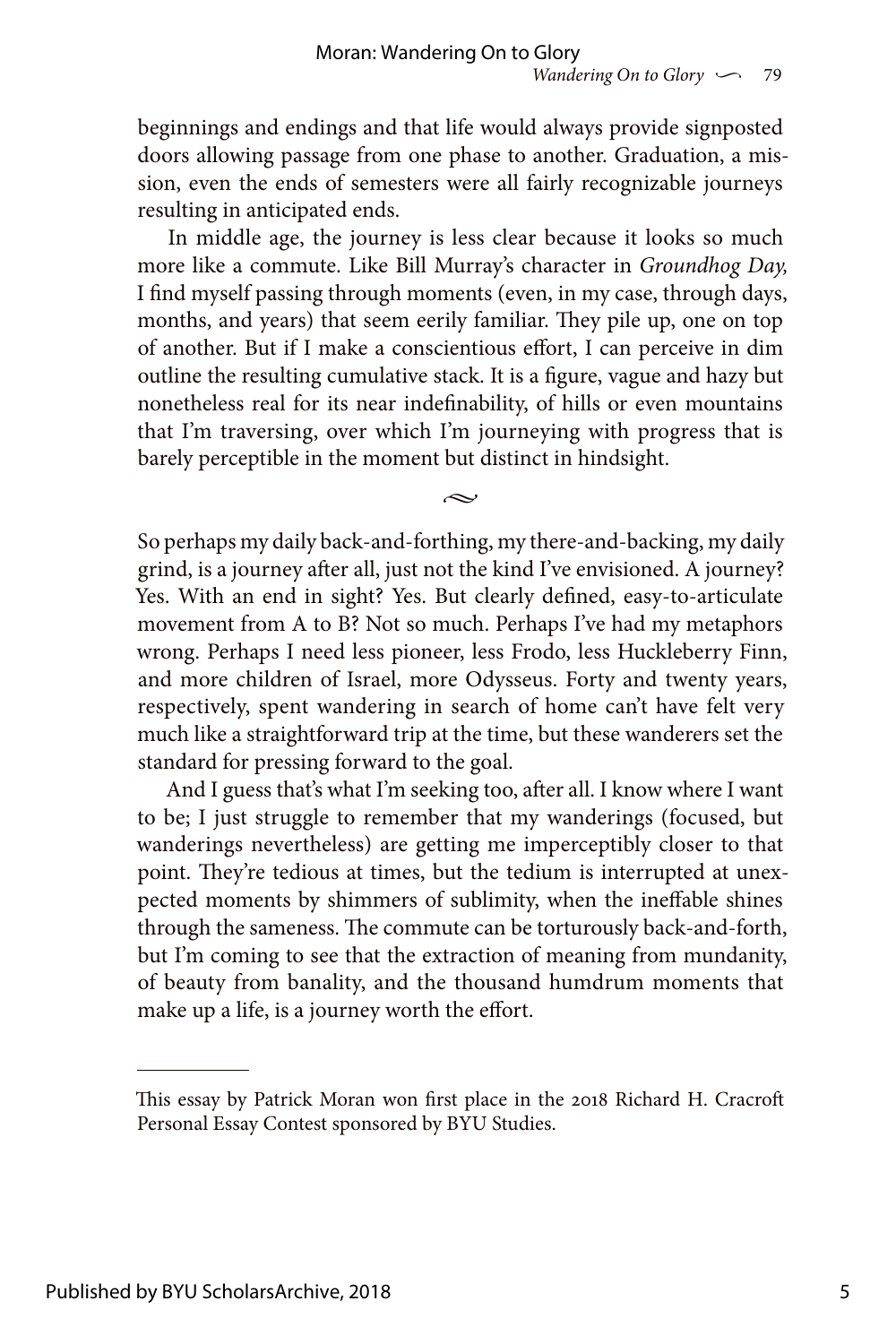beginnings and endings and that life would always provide signposted doors allowing passage from one phase to another. Graduation, a mission, even the ends of semesters were all fairly recognizable journeys resulting in anticipated ends.

In middle age, the journey is less clear because it looks so much more like a commute. Like Bill Murray's character in *Groundhog Day,* I find myself passing through moments (even, in my case, through days, months, and years) that seem eerily familiar. They pile up, one on top of another. But if I make a conscientious effort, I can perceive in dim outline the resulting cumulative stack. It is a figure, vague and hazy but nonetheless real for its near indefinability, of hills or even mountains that I'm traversing, over which I'm journeying with progress that is barely perceptible in the moment but distinct in hindsight.

~

So perhaps my daily back-and-forthing, my there-and-backing, my daily grind, is a journey after all, just not the kind I've envisioned. A journey? Yes. With an end in sight? Yes. But clearly defined, easy-to-articulate movement from A to B? Not so much. Perhaps I've had my metaphors wrong. Perhaps I need less pioneer, less Frodo, less Huckleberry Finn, and more children of Israel, more Odysseus. Forty and twenty years, respectively, spent wandering in search of home can't have felt very much like a straightforward trip at the time, but these wanderers set the standard for pressing forward to the goal.

And I guess that's what I'm seeking too, after all. I know where I want to be; I just struggle to remember that my wanderings (focused, but wanderings nevertheless) are getting me imperceptibly closer to that point. They're tedious at times, but the tedium is interrupted at unexpected moments by shimmers of sublimity, when the ineffable shines through the sameness. The commute can be torturously back-and-forth, but I'm coming to see that the extraction of meaning from mundanity, of beauty from banality, and the thousand humdrum moments that make up a life, is a journey worth the effort.

---

This essay by Patrick Moran won first place in the 2018 Richard H. Cracroft Personal Essay Contest sponsored by BYU Studies.